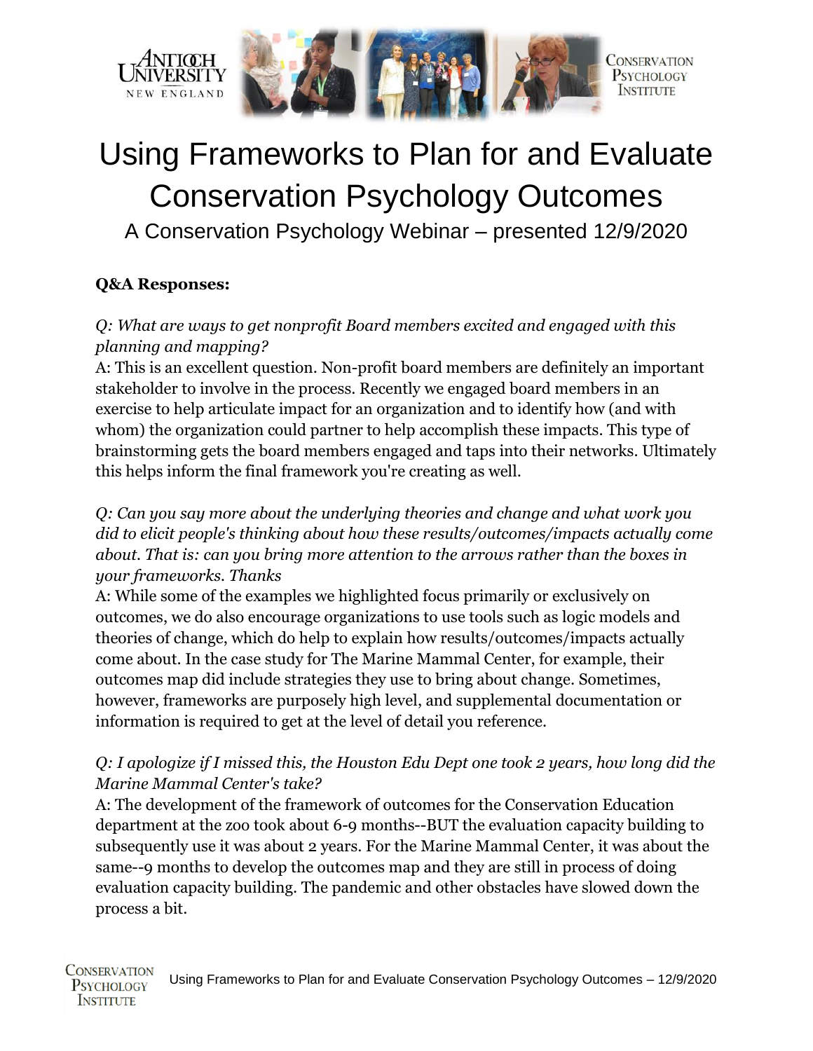# Using Frameworks to Plan for and Evaluate Conservation Psychology Outcomes

A Conservation Psychology Webinar – presented 12/9/2020

**Q&A Responses:**

*Q: What are ways to get nonprofit Board members excited and engaged with this planning and mapping?*

A: This is an excellent question. Non-profit board members are definitely an important stakeholder to involve in the process. Recently we engaged board members in an exercise to help articulate impact for an organization and to identify how (and with whom) the organization could partner to help accomplish these impacts. This type of brainstorming gets the board members engaged and taps into their networks. Ultimately this helps inform the final framework you're creating as well.

*Q: Can you say more about the underlying theories and change and what work you did to elicit people's thinking about how these results/outcomes/impacts actually come about. That is: can you bring more attention to the arrows rather than the boxes in your frameworks. Thanks*

A: While some of the examples we highlighted focus primarily or exclusively on outcomes, we do also encourage organizations to use tools such as logic models and theories of change, which do help to explain how results/outcomes/impacts actually come about. In the case study for The Marine Mammal Center, for example, their outcomes map did include strategies they use to bring about change. Sometimes, however, frameworks are purposely high level, and supplemental documentation or information is required to get at the level of detail you reference.

*Q: I apologize if I missed this, the Houston Edu Dept one took 2 years, how long did the Marine Mammal Center's take?*

A: The development of the framework of outcomes for the Conservation Education department at the zoo took about 6-9 months--BUT the evaluation capacity building to subsequently use it was about 2 years. For the Marine Mammal Center, it was about the same--9 months to develop the outcomes map and they are still in process of doing evaluation capacity building. The pandemic and other obstacles have slowed down the process a bit.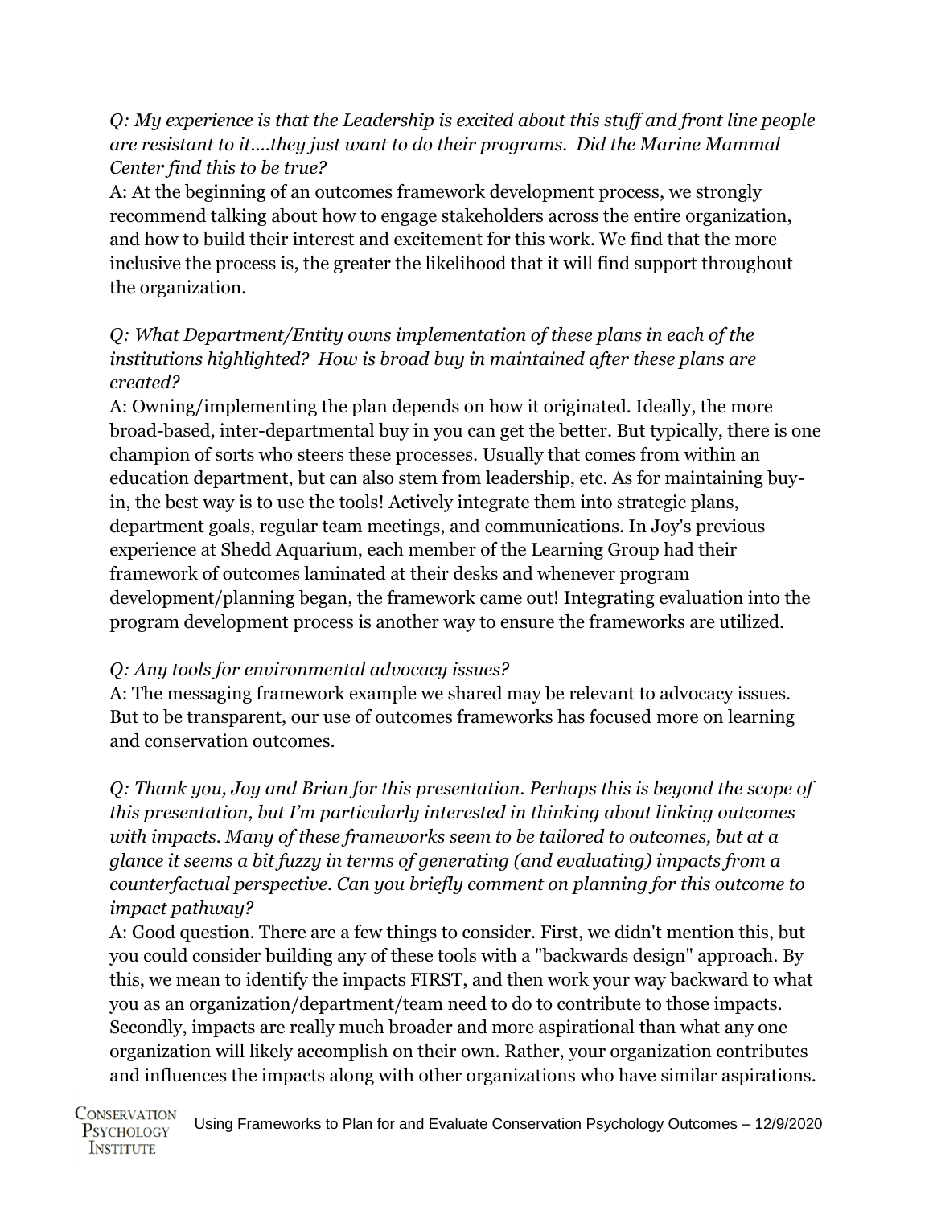*Q: My experience is that the Leadership is excited about this stuff and front line people are resistant to it....they just want to do their programs. Did the Marine Mammal Center find this to be true?*

A: At the beginning of an outcomes framework development process, we strongly recommend talking about how to engage stakeholders across the entire organization, and how to build their interest and excitement for this work. We find that the more inclusive the process is, the greater the likelihood that it will find support throughout the organization.

*Q: What Department/Entity owns implementation of these plans in each of the institutions highlighted? How is broad buy in maintained after these plans are created?*

A: Owning/implementing the plan depends on how it originated. Ideally, the more broad-based, inter-departmental buy in you can get the better. But typically, there is one champion of sorts who steers these processes. Usually that comes from within an education department, but can also stem from leadership, etc. As for maintaining buy-in, the best way is to use the tools! Actively integrate them into strategic plans, department goals, regular team meetings, and communications. In Joy's previous experience at Shedd Aquarium, each member of the Learning Group had their framework of outcomes laminated at their desks and whenever program development/planning began, the framework came out! Integrating evaluation into the program development process is another way to ensure the frameworks are utilized.

*Q: Any tools for environmental advocacy issues?*

A: The messaging framework example we shared may be relevant to advocacy issues. But to be transparent, our use of outcomes frameworks has focused more on learning and conservation outcomes.

*Q: Thank you, Joy and Brian for this presentation. Perhaps this is beyond the scope of this presentation, but I'm particularly interested in thinking about linking outcomes with impacts. Many of these frameworks seem to be tailored to outcomes, but at a glance it seems a bit fuzzy in terms of generating (and evaluating) impacts from a counterfactual perspective. Can you briefly comment on planning for this outcome to impact pathway?*

A: Good question. There are a few things to consider. First, we didn't mention this, but you could consider building any of these tools with a "backwards design" approach. By this, we mean to identify the impacts FIRST, and then work your way backward to what you as an organization/department/team need to do to contribute to those impacts. Secondly, impacts are really much broader and more aspirational than what any one organization will likely accomplish on their own. Rather, your organization contributes and influences the impacts along with other organizations who have similar aspirations.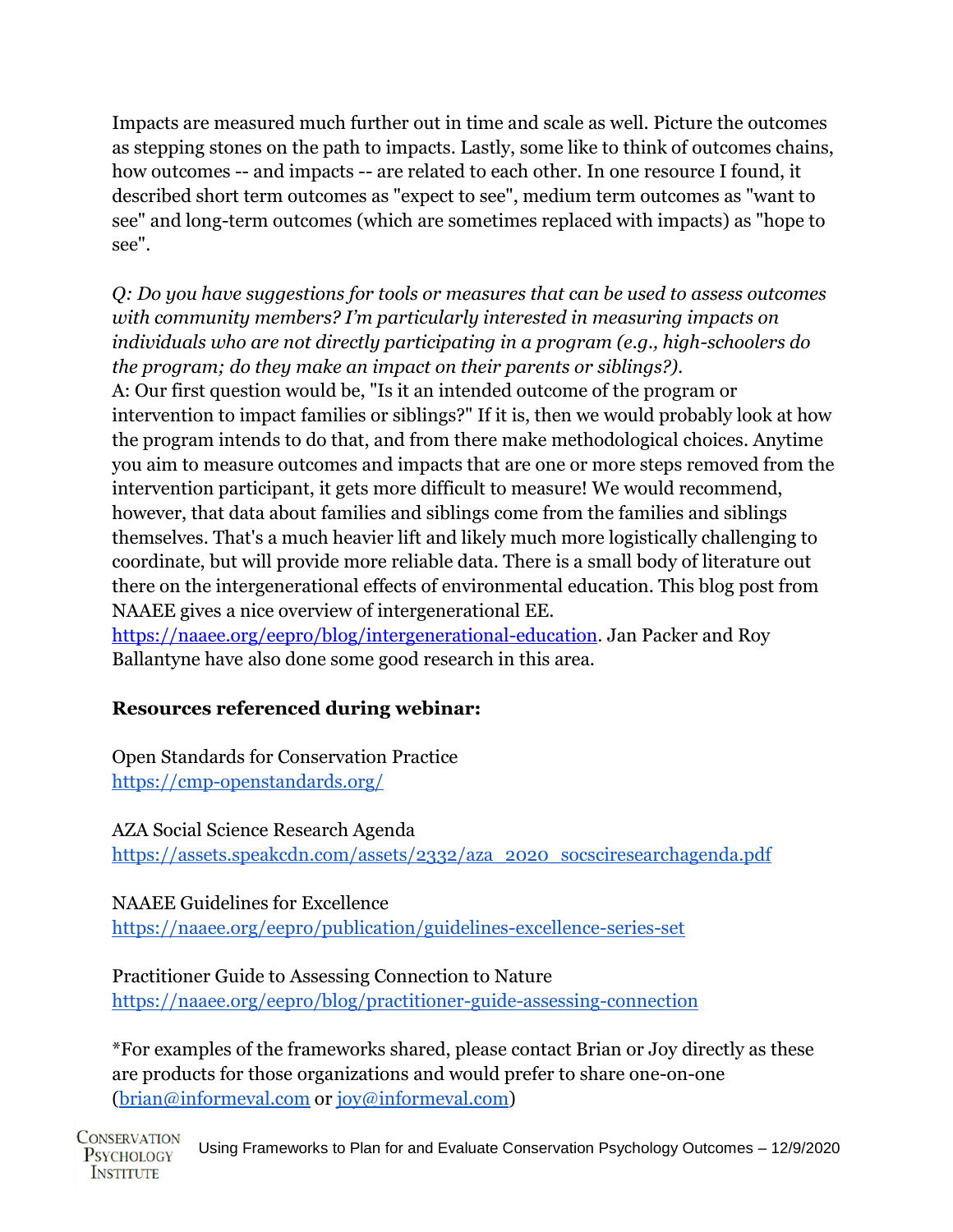Impacts are measured much further out in time and scale as well. Picture the outcomes as stepping stones on the path to impacts. Lastly, some like to think of outcomes chains, how outcomes -- and impacts -- are related to each other. In one resource I found, it described short term outcomes as "expect to see", medium term outcomes as "want to see" and long-term outcomes (which are sometimes replaced with impacts) as "hope to see".

*Q: Do you have suggestions for tools or measures that can be used to assess outcomes with community members? I'm particularly interested in measuring impacts on individuals who are not directly participating in a program (e.g., high-schoolers do the program; do they make an impact on their parents or siblings?).*
A: Our first question would be, "Is it an intended outcome of the program or intervention to impact families or siblings?" If it is, then we would probably look at how the program intends to do that, and from there make methodological choices. Anytime you aim to measure outcomes and impacts that are one or more steps removed from the intervention participant, it gets more difficult to measure! We would recommend, however, that data about families and siblings come from the families and siblings themselves. That's a much heavier lift and likely much more logistically challenging to coordinate, but will provide more reliable data. There is a small body of literature out there on the intergenerational effects of environmental education. This blog post from NAAEE gives a nice overview of intergenerational EE. https://naaee.org/eepro/blog/intergenerational-education. Jan Packer and Roy Ballantyne have also done some good research in this area.

**Resources referenced during webinar:**

Open Standards for Conservation Practice
https://cmp-openstandards.org/

AZA Social Science Research Agenda
https://assets.speakcdn.com/assets/2332/aza_2020_socsciresearchagenda.pdf

NAAEE Guidelines for Excellence
https://naaee.org/eepro/publication/guidelines-excellence-series-set

Practitioner Guide to Assessing Connection to Nature
https://naaee.org/eepro/blog/practitioner-guide-assessing-connection

*For examples of the frameworks shared, please contact Brian or Joy directly as these are products for those organizations and would prefer to share one-on-one (brian@informeval.com or joy@informeval.com)